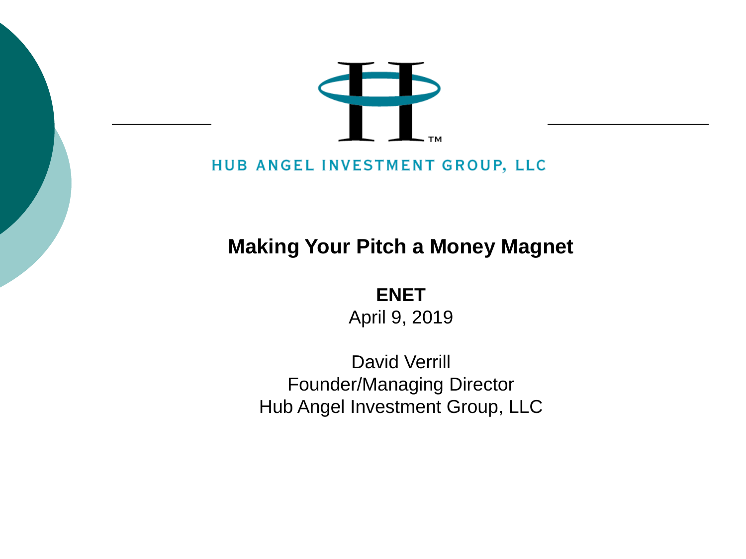HUB ANGEL INVESTMENT GROUP, LLC

# Making Your Pitch a Money Magnet

**ENET**
April 9, 2019

David Verrill
Founder/Managing Director
Hub Angel Investment Group, LLC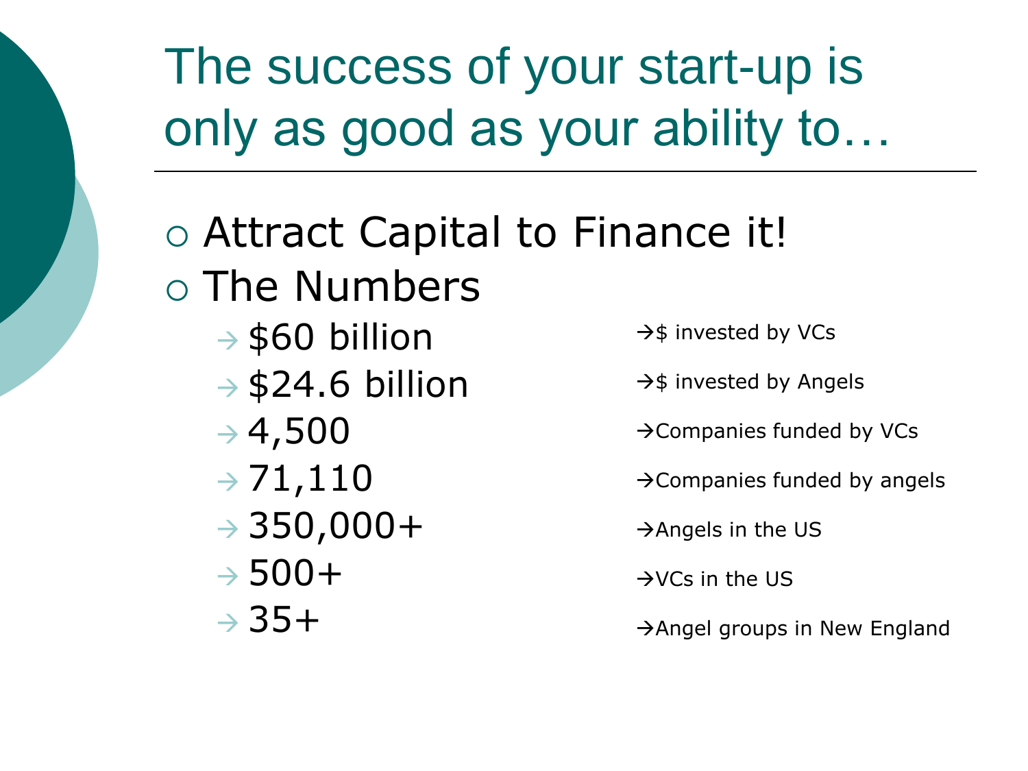# The success of your start-up is only as good as your ability to…

- Attract Capital to Finance it!
- The Numbers
  - $60 billion →$ invested by VCs
  - $24.6 billion →$ invested by Angels
  - 4,500 →Companies funded by VCs
  - 71,110 →Companies funded by angels
  - 350,000+ →Angels in the US
  - 500+ →VCs in the US
  - 35+ →Angel groups in New England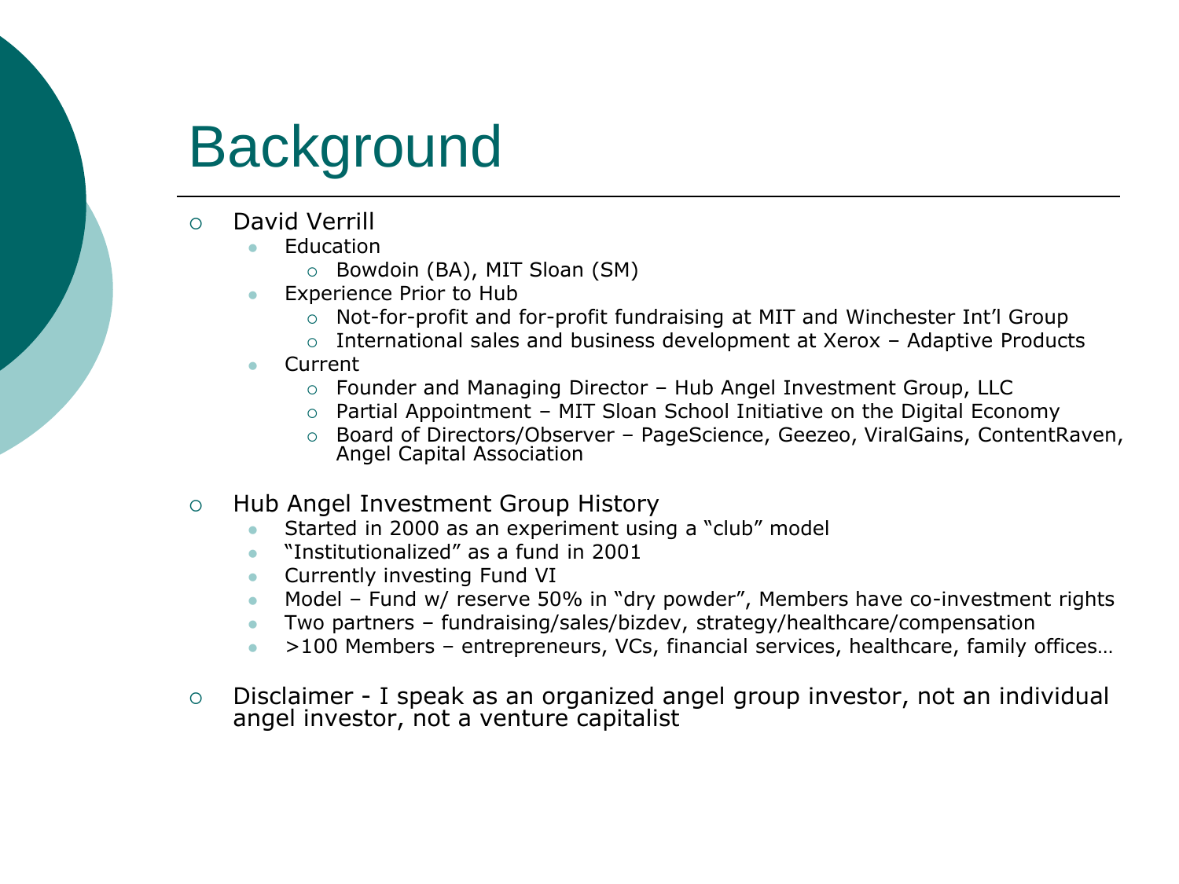# Background

- David Verrill
  - Education
    - Bowdoin (BA), MIT Sloan (SM)
  - Experience Prior to Hub
    - Not-for-profit and for-profit fundraising at MIT and Winchester Int'l Group
    - International sales and business development at Xerox – Adaptive Products
  - Current
    - Founder and Managing Director – Hub Angel Investment Group, LLC
    - Partial Appointment – MIT Sloan School Initiative on the Digital Economy
    - Board of Directors/Observer – PageScience, Geezeo, ViralGains, ContentRaven, Angel Capital Association

- Hub Angel Investment Group History
  - Started in 2000 as an experiment using a "club" model
  - "Institutionalized" as a fund in 2001
  - Currently investing Fund VI
  - Model – Fund w/ reserve 50% in "dry powder", Members have co-investment rights
  - Two partners – fundraising/sales/bizdev, strategy/healthcare/compensation
  - >100 Members – entrepreneurs, VCs, financial services, healthcare, family offices…

- Disclaimer - I speak as an organized angel group investor, not an individual angel investor, not a venture capitalist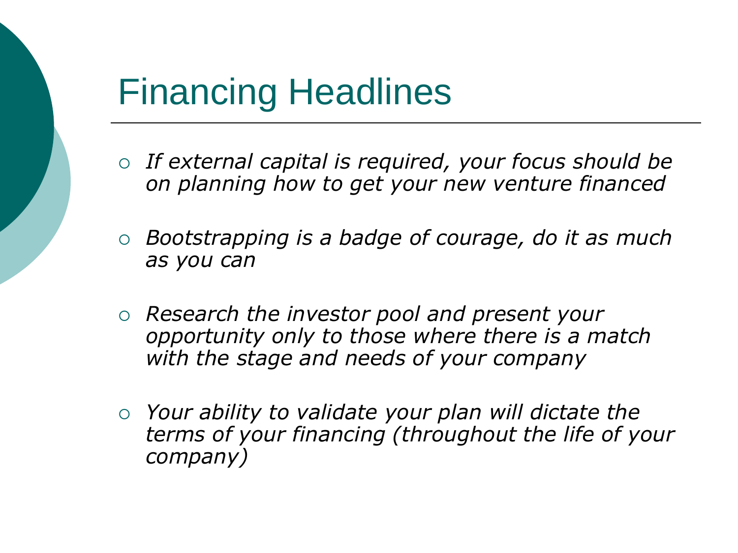# Financing Headlines

- *If external capital is required, your focus should be on planning how to get your new venture financed*
- *Bootstrapping is a badge of courage, do it as much as you can*
- *Research the investor pool and present your opportunity only to those where there is a match with the stage and needs of your company*
- *Your ability to validate your plan will dictate the terms of your financing (throughout the life of your company)*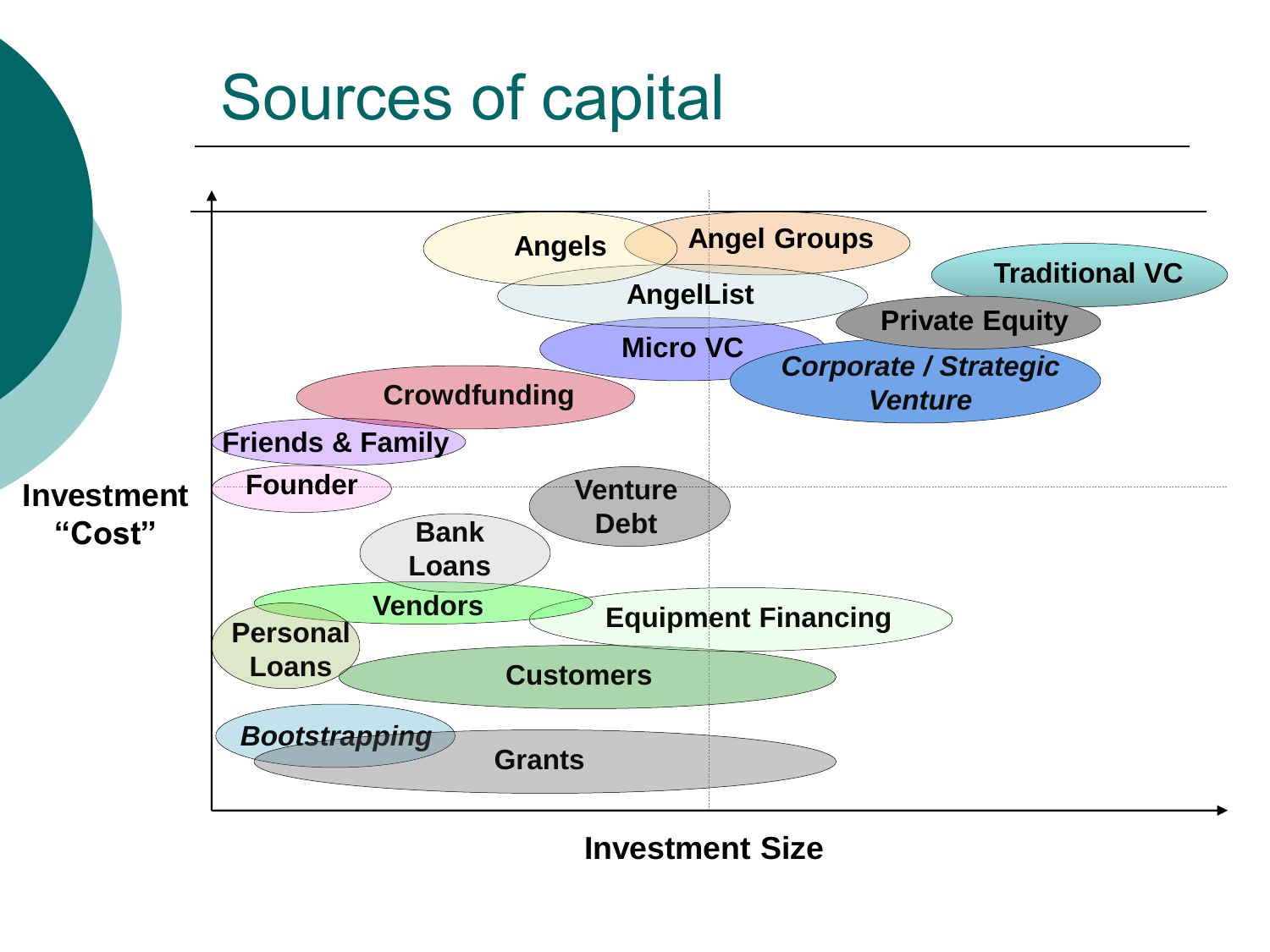# Sources of capital

Investment "Cost"

Investment Size

- Angels
- Angel Groups
- Traditional VC
- AngelList
- Private Equity
- Micro VC
- *Corporate / Strategic Venture*
- Crowdfunding
- Friends & Family
- Founder
- Venture Debt
- Bank Loans
- Vendors
- Equipment Financing
- Personal Loans
- Customers
- *Bootstrapping*
- Grants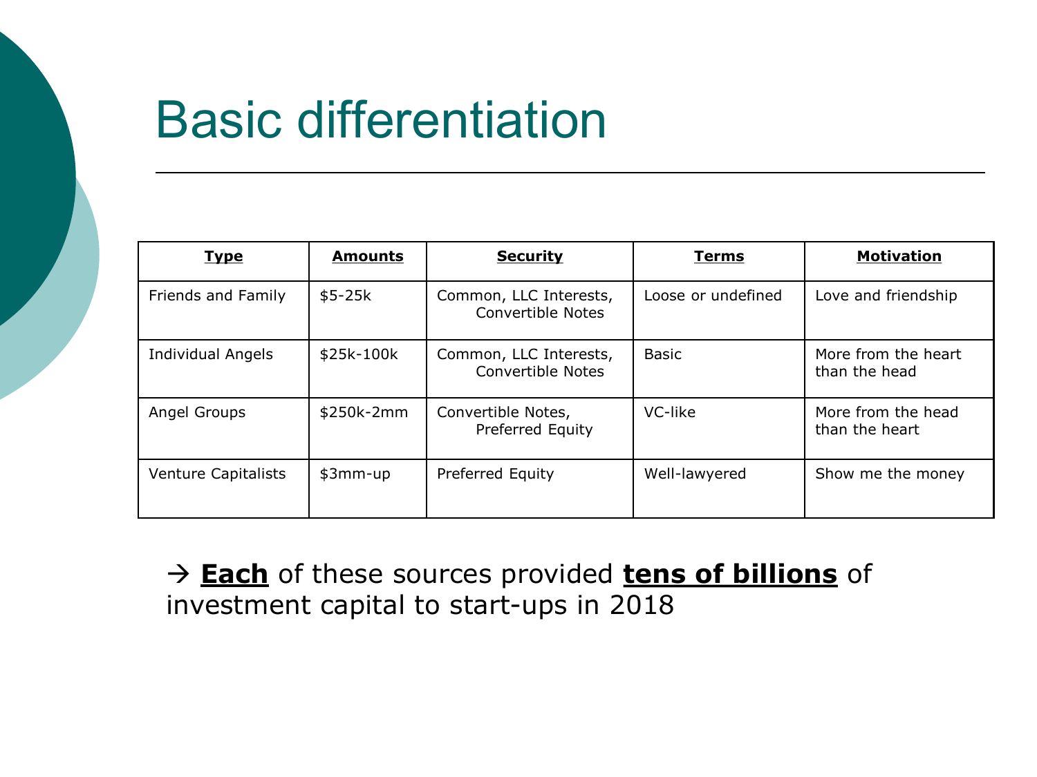# Basic differentiation

| Type | Amounts | Security | Terms | Motivation |
|---|---|---|---|---|
| Friends and Family | $5-25k | Common, LLC Interests, Convertible Notes | Loose or undefined | Love and friendship |
| Individual Angels | $25k-100k | Common, LLC Interests, Convertible Notes | Basic | More from the heart than the head |
| Angel Groups | $250k-2mm | Convertible Notes, Preferred Equity | VC-like | More from the head than the heart |
| Venture Capitalists | $3mm-up | Preferred Equity | Well-lawyered | Show me the money |

→ **Each** of these sources provided **tens of billions** of investment capital to start-ups in 2018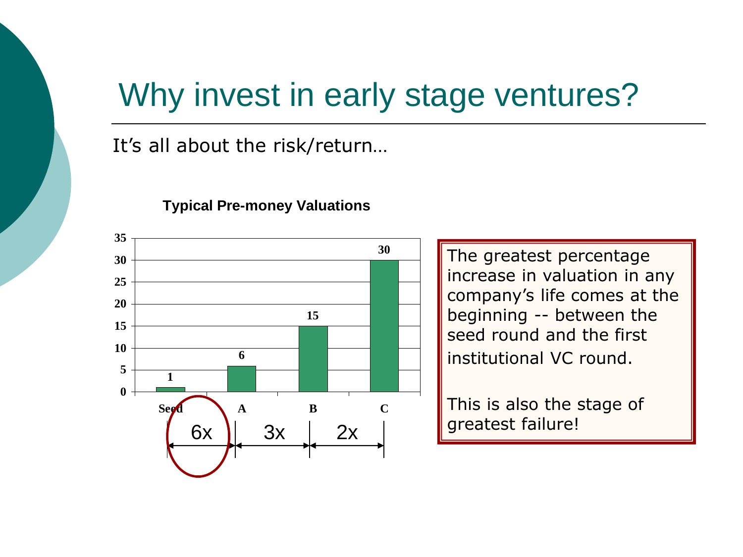# Why invest in early stage ventures?

It's all about the risk/return…

**Typical Pre-money Valuations**

| Round | Pre-money Valuation |
|---|---|
| Seed | 1 |
| A | 6 |
| B | 15 |
| C | 30 |

Seed → A: 6x | A → B: 3x | B → C: 2x

The greatest percentage increase in valuation in any company's life comes at the beginning -- between the seed round and the first institutional VC round.

This is also the stage of greatest failure!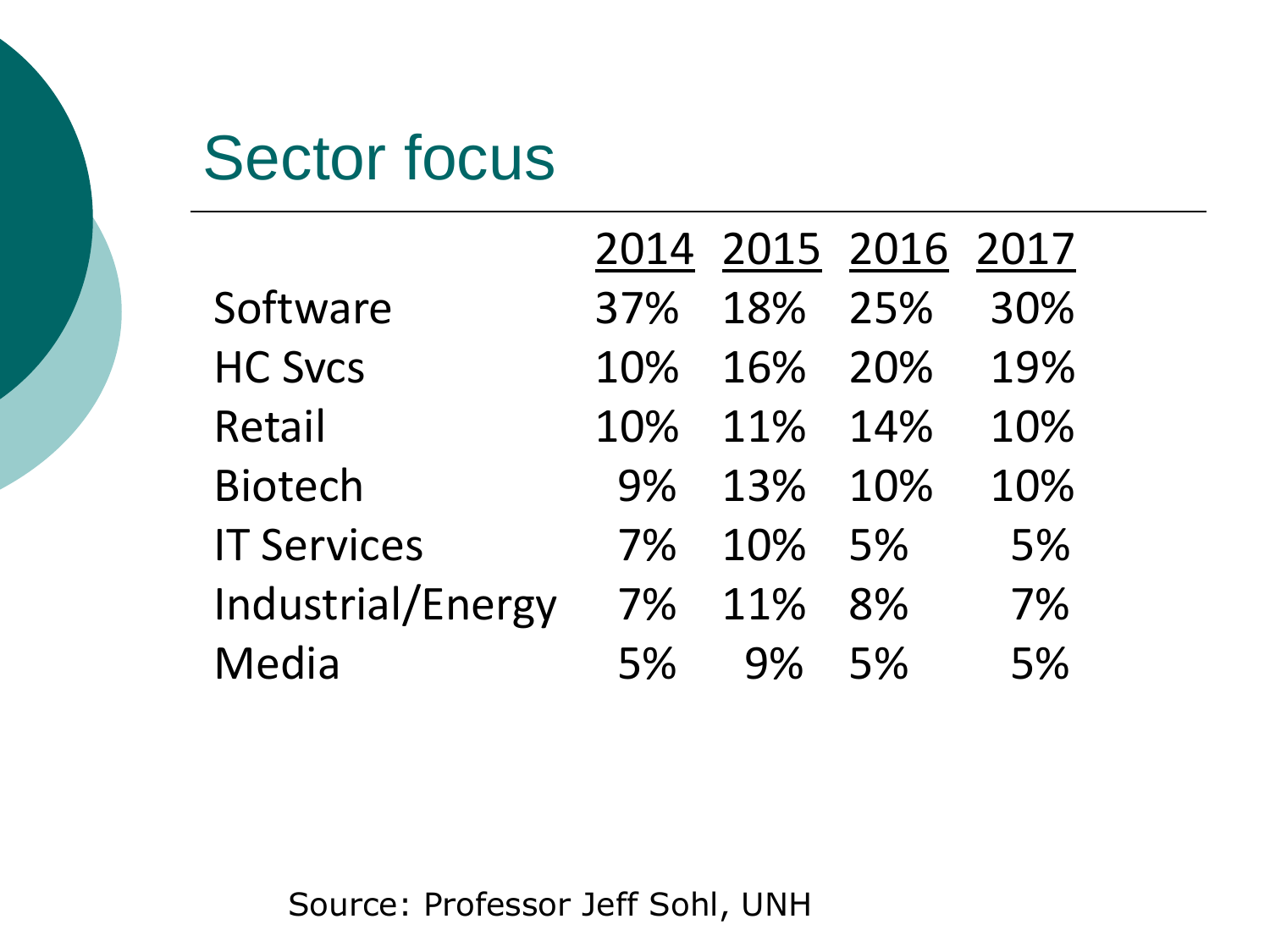# Sector focus

| | 2014 | 2015 | 2016 | 2017 |
|---|---|---|---|---|
| Software | 37% | 18% | 25% | 30% |
| HC Svcs | 10% | 16% | 20% | 19% |
| Retail | 10% | 11% | 14% | 10% |
| Biotech | 9% | 13% | 10% | 10% |
| IT Services | 7% | 10% | 5% | 5% |
| Industrial/Energy | 7% | 11% | 8% | 7% |
| Media | 5% | 9% | 5% | 5% |

Source: Professor Jeff Sohl, UNH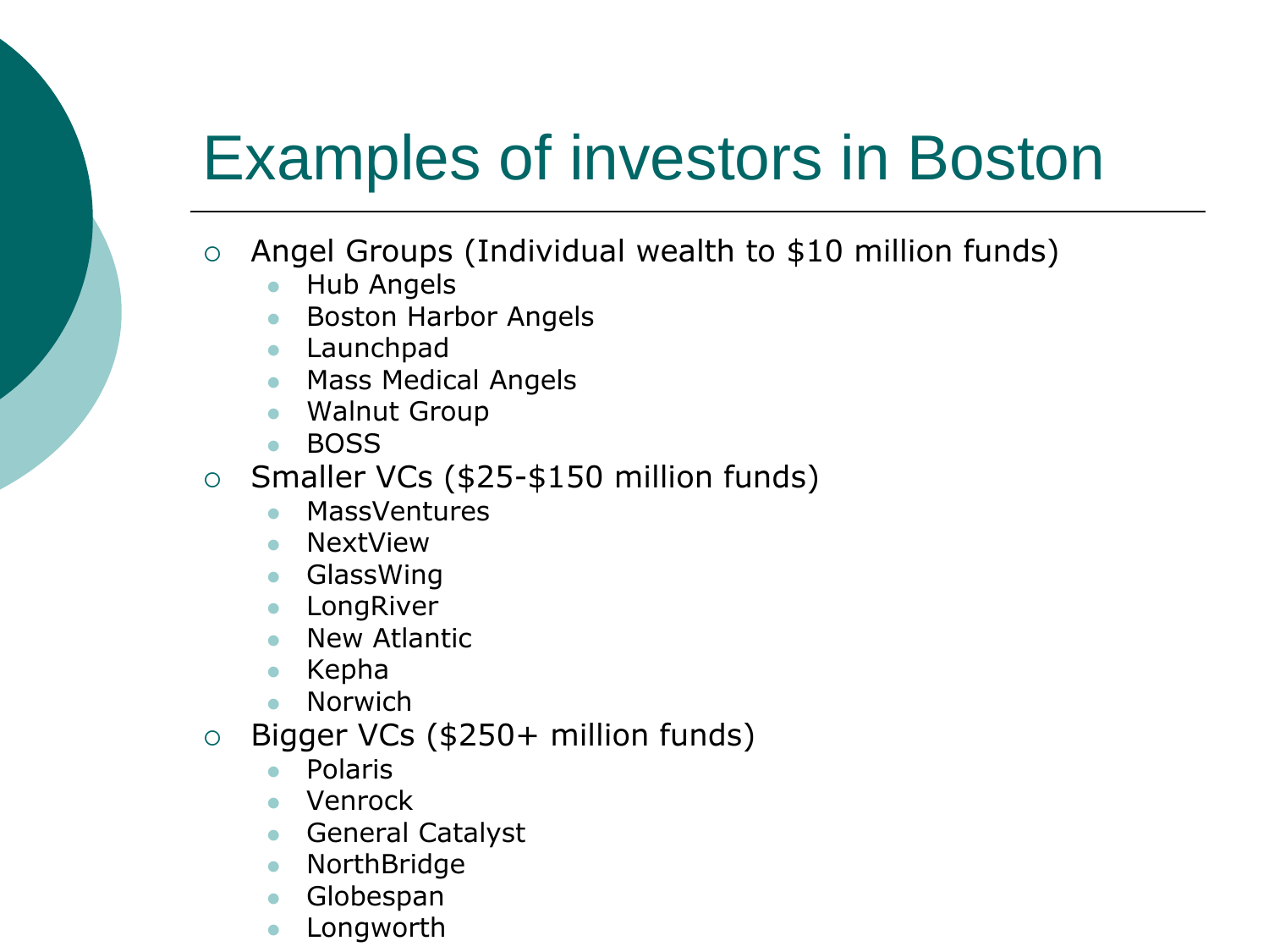# Examples of investors in Boston

- Angel Groups (Individual wealth to $10 million funds)
  - Hub Angels
  - Boston Harbor Angels
  - Launchpad
  - Mass Medical Angels
  - Walnut Group
  - BOSS
- Smaller VCs ($25-$150 million funds)
  - MassVentures
  - NextView
  - GlassWing
  - LongRiver
  - New Atlantic
  - Kepha
  - Norwich
- Bigger VCs ($250+ million funds)
  - Polaris
  - Venrock
  - General Catalyst
  - NorthBridge
  - Globespan
  - Longworth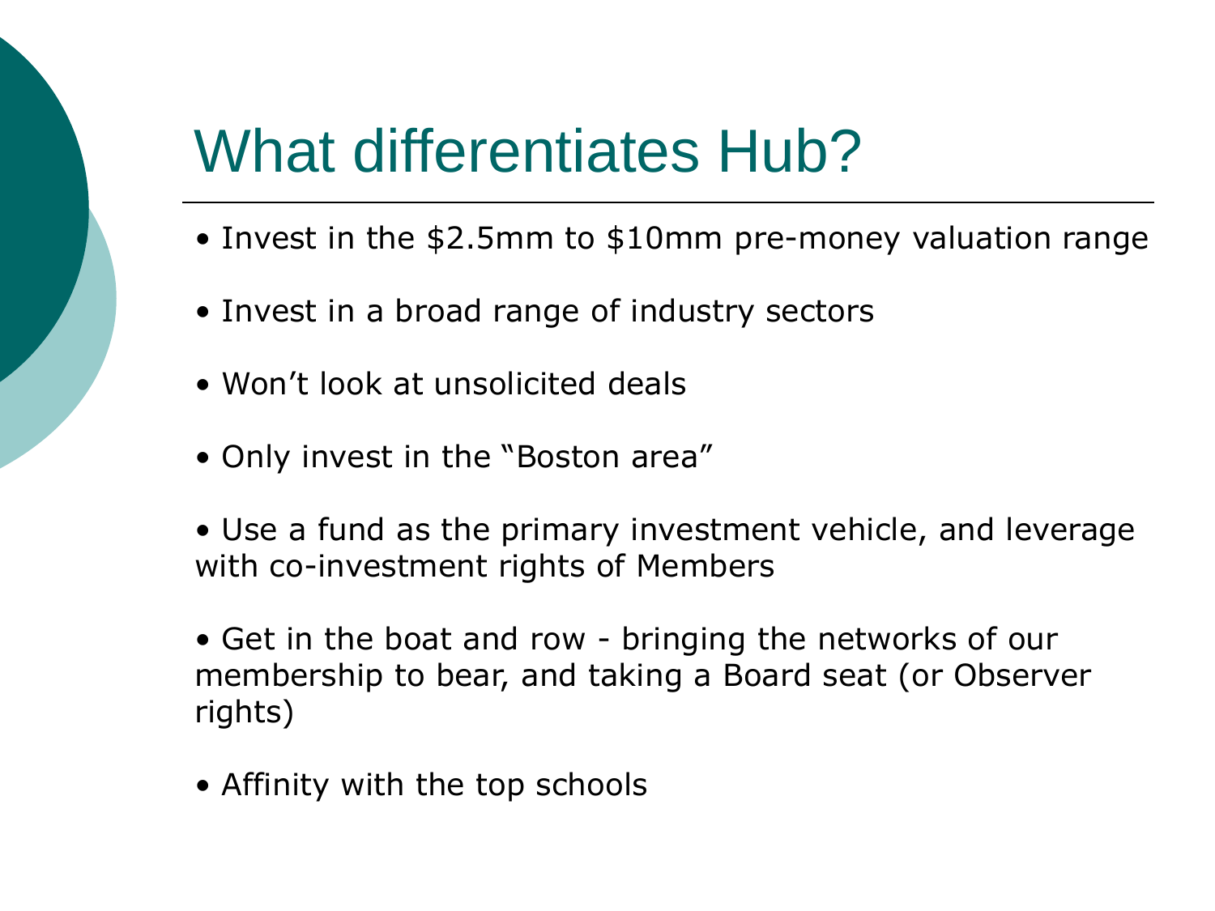# What differentiates Hub?

- Invest in the $2.5mm to $10mm pre-money valuation range
- Invest in a broad range of industry sectors
- Won't look at unsolicited deals
- Only invest in the "Boston area"
- Use a fund as the primary investment vehicle, and leverage with co-investment rights of Members
- Get in the boat and row - bringing the networks of our membership to bear, and taking a Board seat (or Observer rights)
- Affinity with the top schools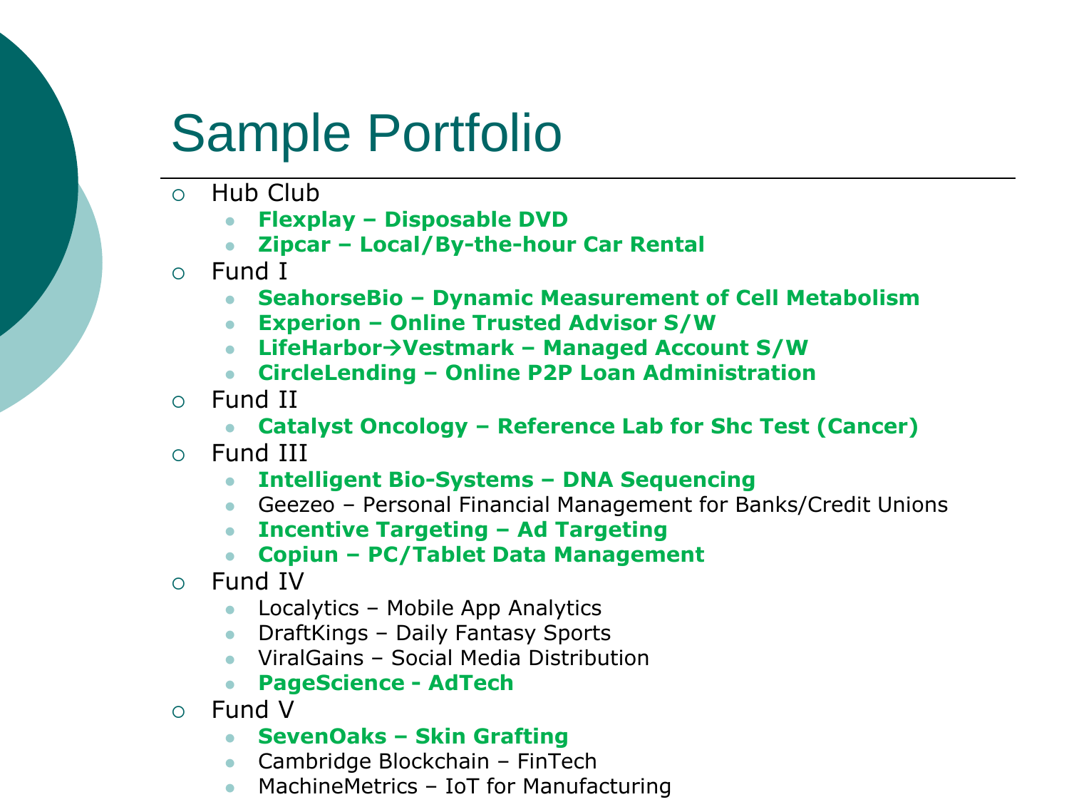# Sample Portfolio

- Hub Club
  - **Flexplay – Disposable DVD**
  - **Zipcar – Local/By-the-hour Car Rental**
- Fund I
  - **SeahorseBio – Dynamic Measurement of Cell Metabolism**
  - **Experion – Online Trusted Advisor S/W**
  - **LifeHarbor→Vestmark – Managed Account S/W**
  - **CircleLending – Online P2P Loan Administration**
- Fund II
  - **Catalyst Oncology – Reference Lab for Shc Test (Cancer)**
- Fund III
  - **Intelligent Bio-Systems – DNA Sequencing**
  - Geezeo – Personal Financial Management for Banks/Credit Unions
  - **Incentive Targeting – Ad Targeting**
  - **Copiun – PC/Tablet Data Management**
- Fund IV
  - Localytics – Mobile App Analytics
  - DraftKings – Daily Fantasy Sports
  - ViralGains – Social Media Distribution
  - **PageScience - AdTech**
- Fund V
  - **SevenOaks – Skin Grafting**
  - Cambridge Blockchain – FinTech
  - MachineMetrics – IoT for Manufacturing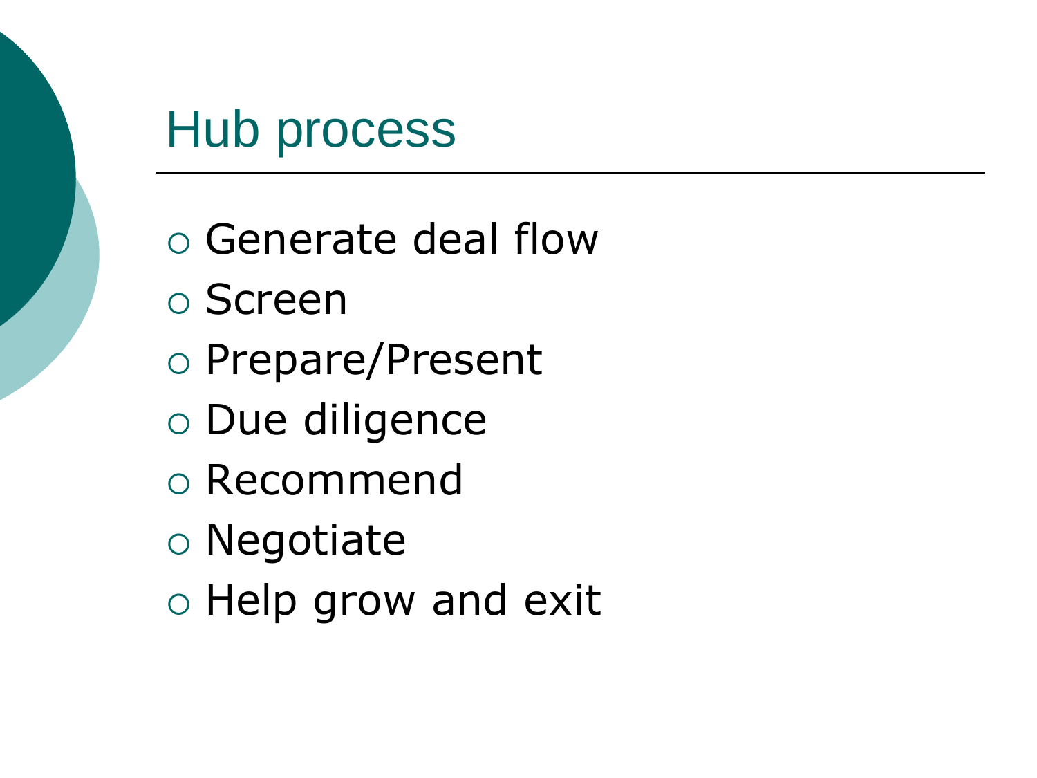# Hub process

- Generate deal flow
- Screen
- Prepare/Present
- Due diligence
- Recommend
- Negotiate
- Help grow and exit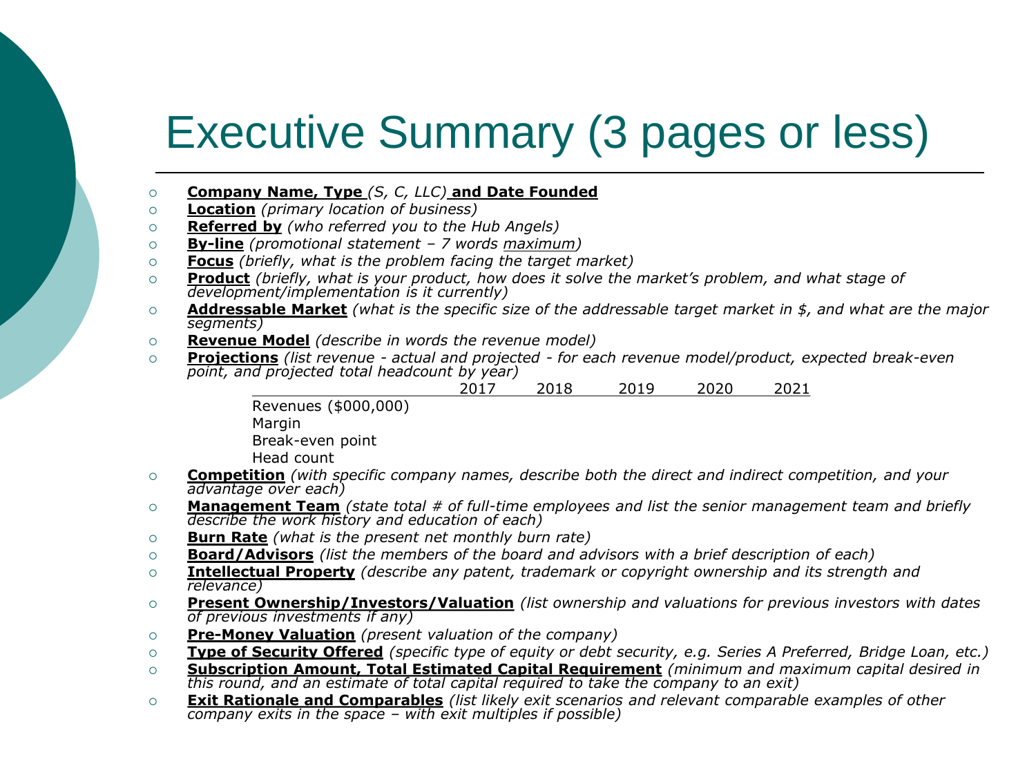# Executive Summary (3 pages or less)

- **Company Name, Type** *(S, C, LLC)* **and Date Founded**
- **Location** *(primary location of business)*
- **Referred by** *(who referred you to the Hub Angels)*
- **By-line** *(promotional statement – 7 words maximum)*
- **Focus** *(briefly, what is the problem facing the target market)*
- **Product** *(briefly, what is your product, how does it solve the market's problem, and what stage of development/implementation is it currently)*
- **Addressable Market** *(what is the specific size of the addressable target market in $, and what are the major segments)*
- **Revenue Model** *(describe in words the revenue model)*
- **Projections** *(list revenue - actual and projected - for each revenue model/product, expected break-even point, and projected total headcount by year)*

| | 2017 | 2018 | 2019 | 2020 | 2021 |
|---|---|---|---|---|---|
| Revenues ($000,000) | | | | | |
| Margin | | | | | |
| Break-even point | | | | | |
| Head count | | | | | |

- **Competition** *(with specific company names, describe both the direct and indirect competition, and your advantage over each)*
- **Management Team** *(state total # of full-time employees and list the senior management team and briefly describe the work history and education of each)*
- **Burn Rate** *(what is the present net monthly burn rate)*
- **Board/Advisors** *(list the members of the board and advisors with a brief description of each)*
- **Intellectual Property** *(describe any patent, trademark or copyright ownership and its strength and relevance)*
- **Present Ownership/Investors/Valuation** *(list ownership and valuations for previous investors with dates of previous investments if any)*
- **Pre-Money Valuation** *(present valuation of the company)*
- **Type of Security Offered** *(specific type of equity or debt security, e.g. Series A Preferred, Bridge Loan, etc.)*
- **Subscription Amount, Total Estimated Capital Requirement** *(minimum and maximum capital desired in this round, and an estimate of total capital required to take the company to an exit)*
- **Exit Rationale and Comparables** *(list likely exit scenarios and relevant comparable examples of other company exits in the space – with exit multiples if possible)*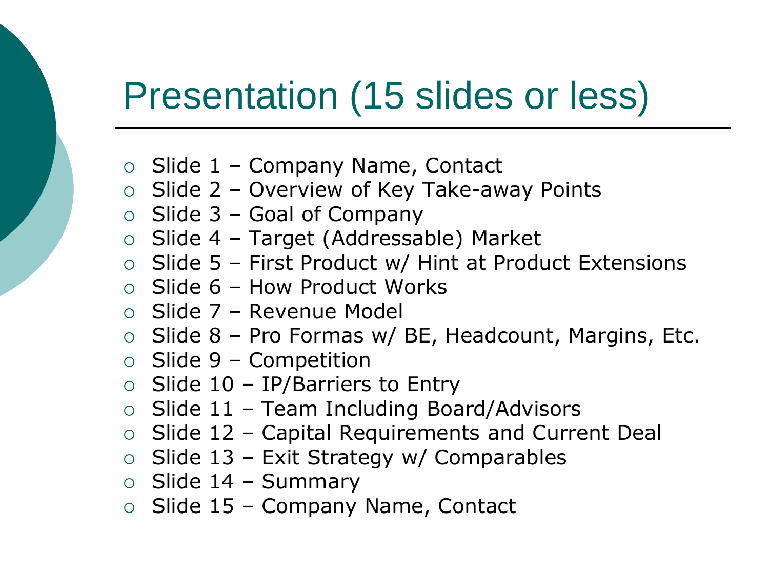# Presentation (15 slides or less)

- Slide 1 – Company Name, Contact
- Slide 2 – Overview of Key Take-away Points
- Slide 3 – Goal of Company
- Slide 4 – Target (Addressable) Market
- Slide 5 – First Product w/ Hint at Product Extensions
- Slide 6 – How Product Works
- Slide 7 – Revenue Model
- Slide 8 – Pro Formas w/ BE, Headcount, Margins, Etc.
- Slide 9 – Competition
- Slide 10 – IP/Barriers to Entry
- Slide 11 – Team Including Board/Advisors
- Slide 12 – Capital Requirements and Current Deal
- Slide 13 – Exit Strategy w/ Comparables
- Slide 14 – Summary
- Slide 15 – Company Name, Contact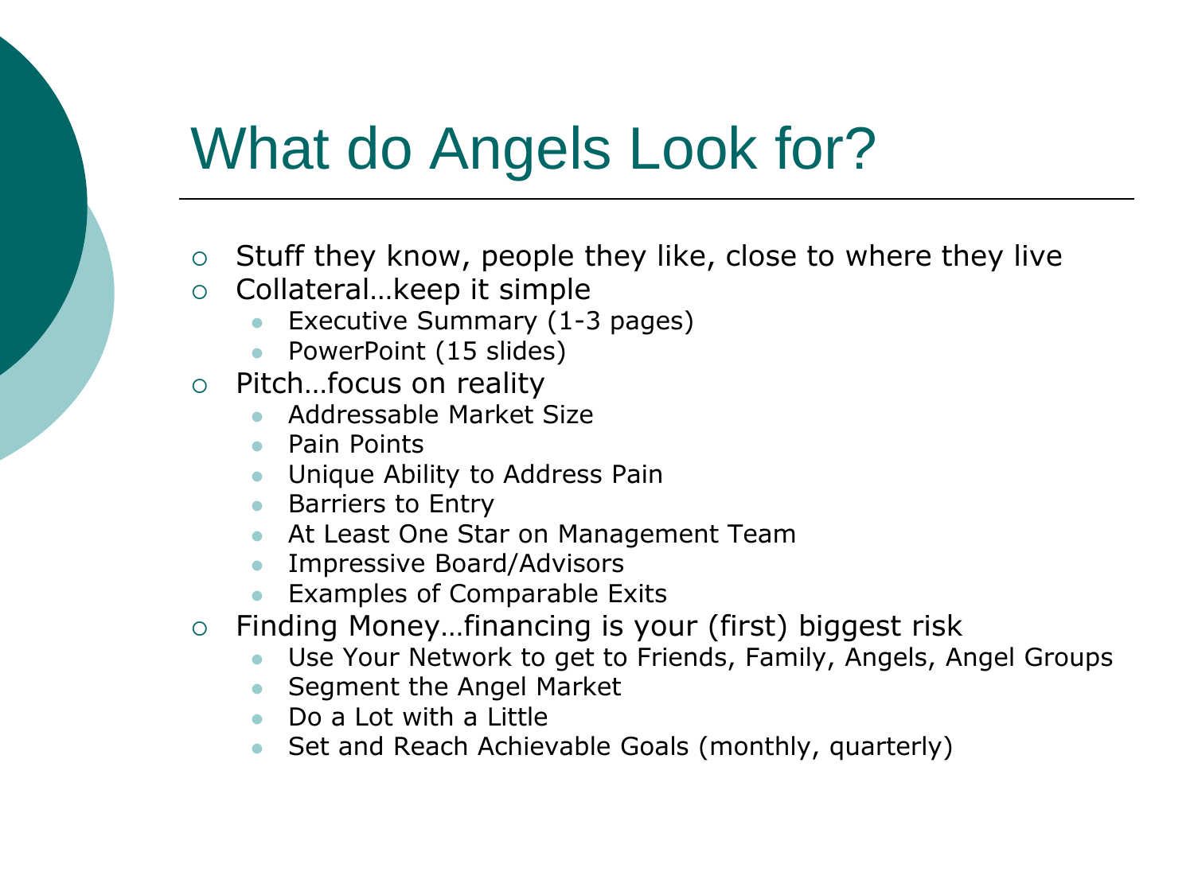# What do Angels Look for?

- Stuff they know, people they like, close to where they live
- Collateral…keep it simple
  - Executive Summary (1-3 pages)
  - PowerPoint (15 slides)
- Pitch…focus on reality
  - Addressable Market Size
  - Pain Points
  - Unique Ability to Address Pain
  - Barriers to Entry
  - At Least One Star on Management Team
  - Impressive Board/Advisors
  - Examples of Comparable Exits
- Finding Money…financing is your (first) biggest risk
  - Use Your Network to get to Friends, Family, Angels, Angel Groups
  - Segment the Angel Market
  - Do a Lot with a Little
  - Set and Reach Achievable Goals (monthly, quarterly)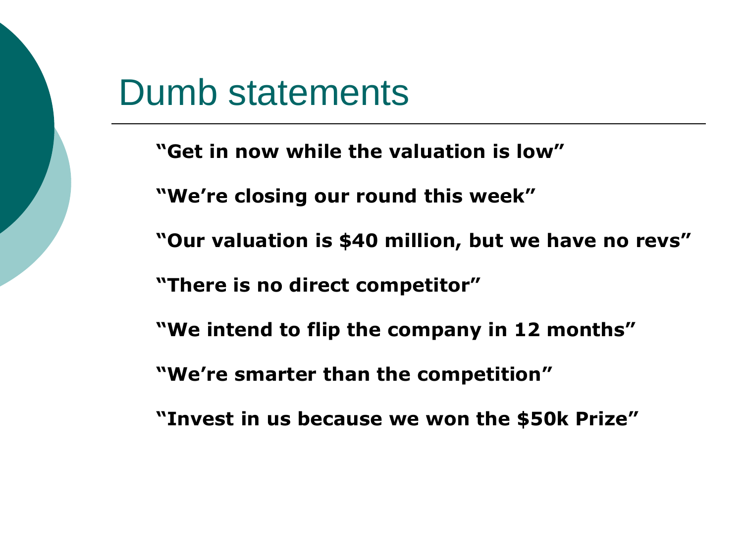# Dumb statements

**"Get in now while the valuation is low"**

**"We're closing our round this week"**

**"Our valuation is $40 million, but we have no revs"**

**"There is no direct competitor"**

**"We intend to flip the company in 12 months"**

**"We're smarter than the competition"**

**"Invest in us because we won the $50k Prize"**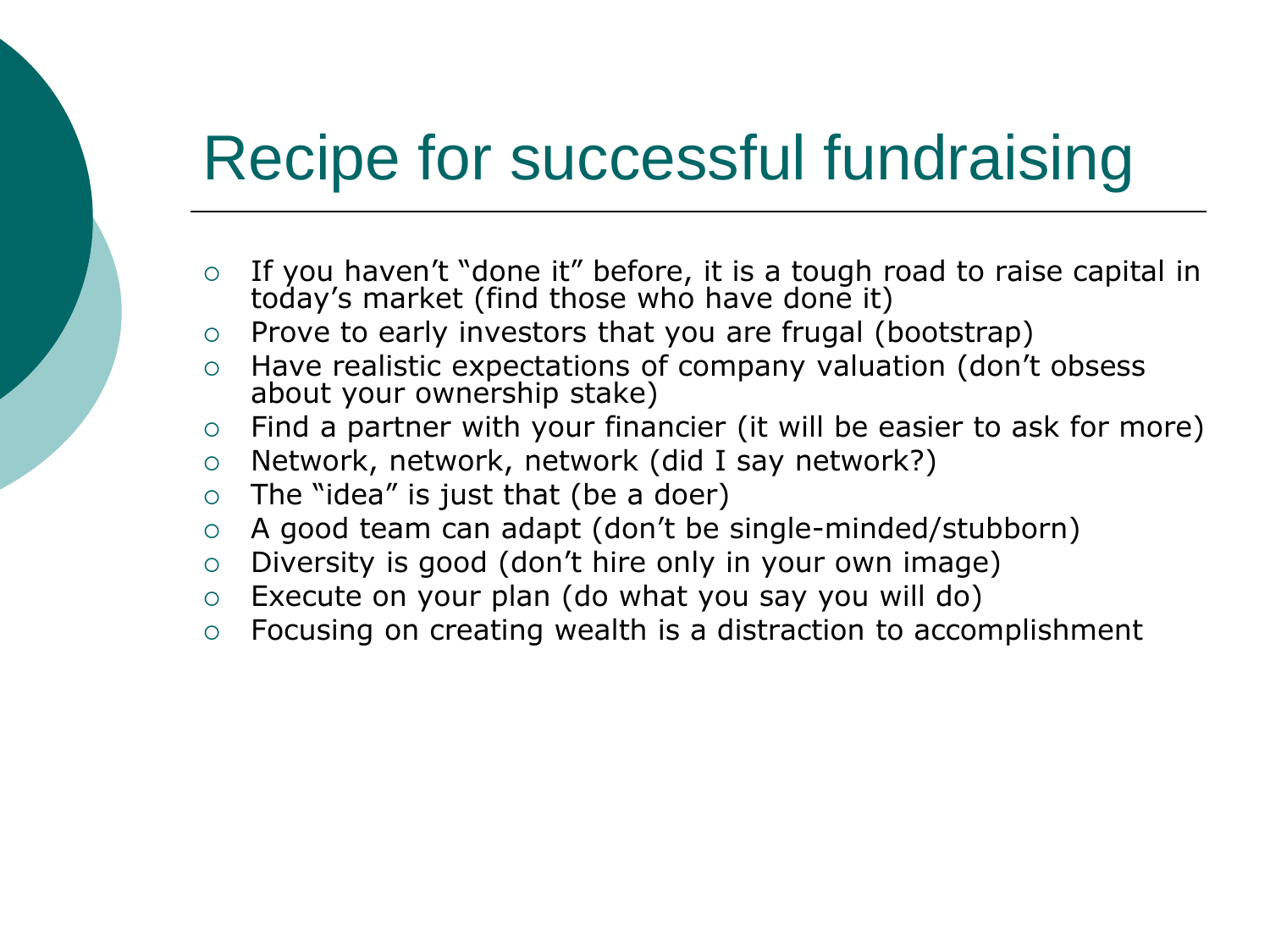# Recipe for successful fundraising

- If you haven't "done it" before, it is a tough road to raise capital in today's market (find those who have done it)
- Prove to early investors that you are frugal (bootstrap)
- Have realistic expectations of company valuation (don't obsess about your ownership stake)
- Find a partner with your financier (it will be easier to ask for more)
- Network, network, network (did I say network?)
- The "idea" is just that (be a doer)
- A good team can adapt (don't be single-minded/stubborn)
- Diversity is good (don't hire only in your own image)
- Execute on your plan (do what you say you will do)
- Focusing on creating wealth is a distraction to accomplishment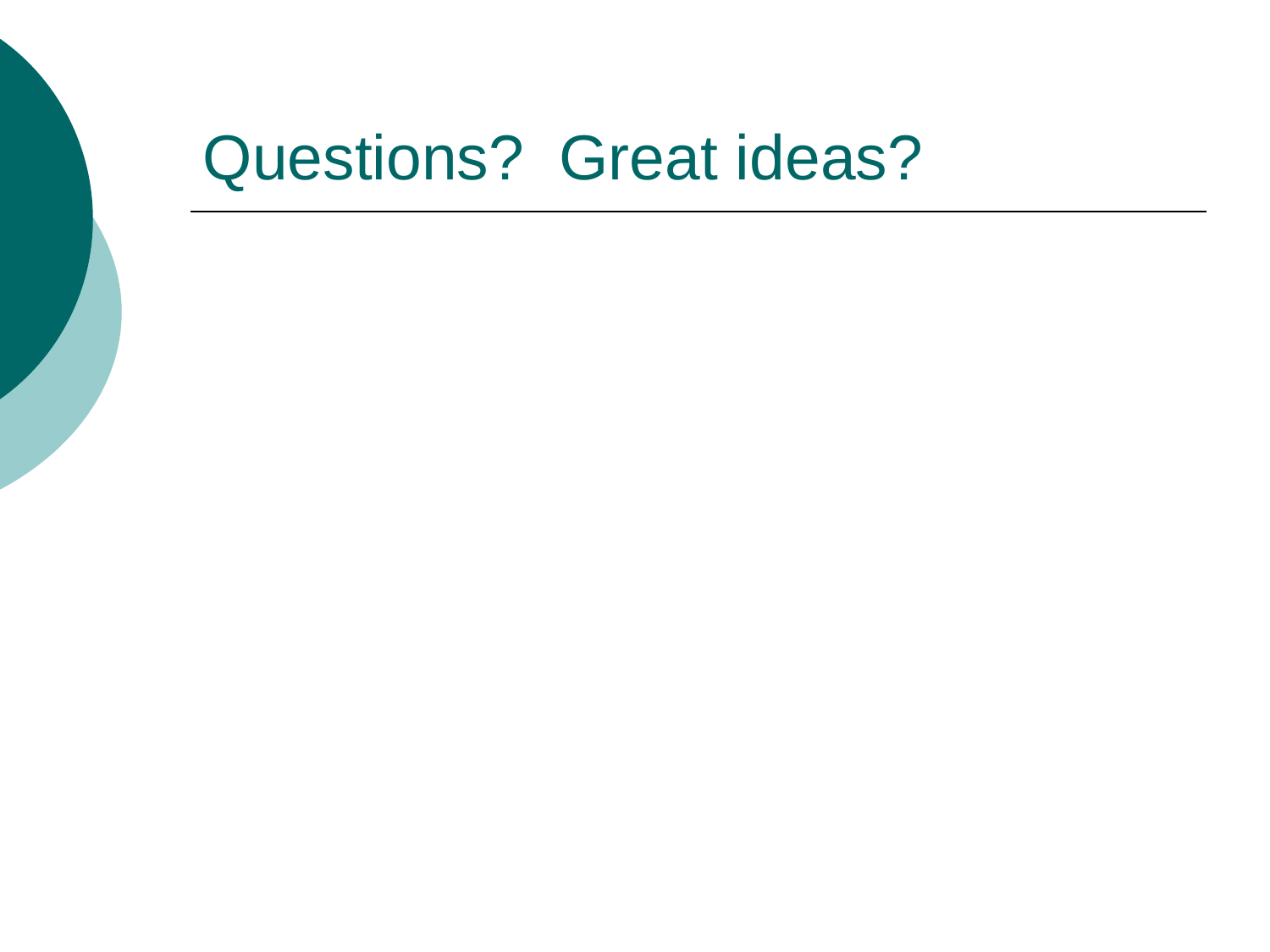# Questions? Great ideas?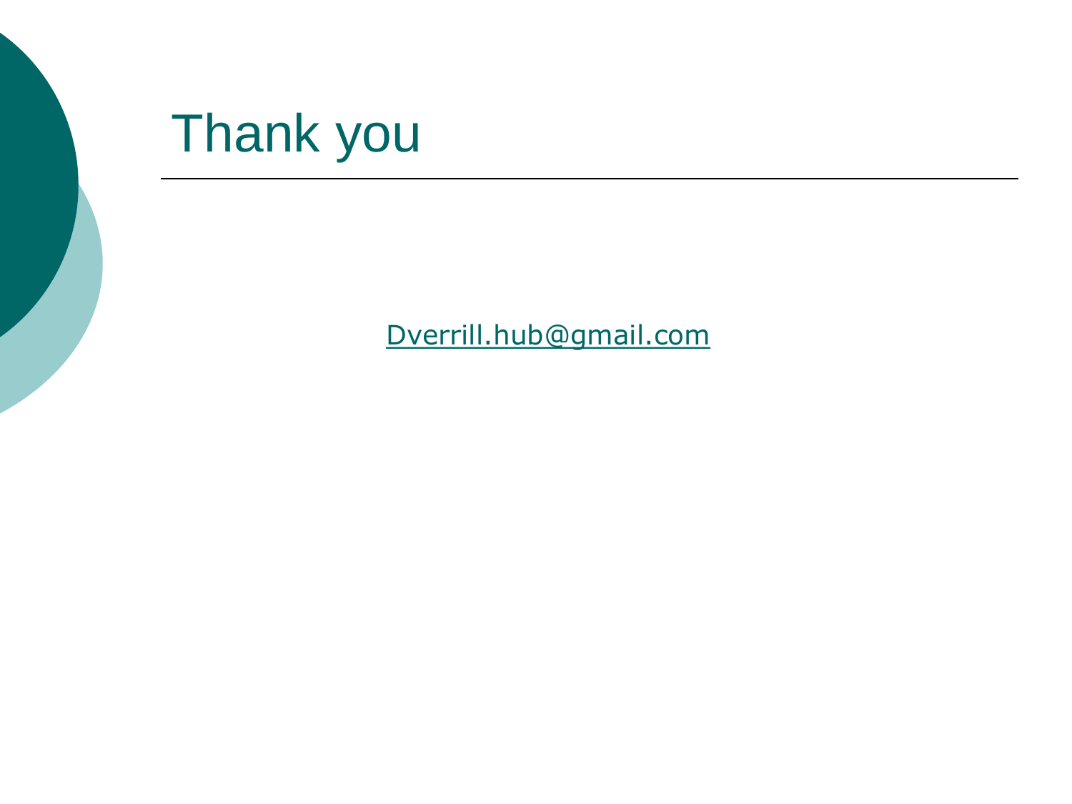# Thank you

Dverrill.hub@gmail.com